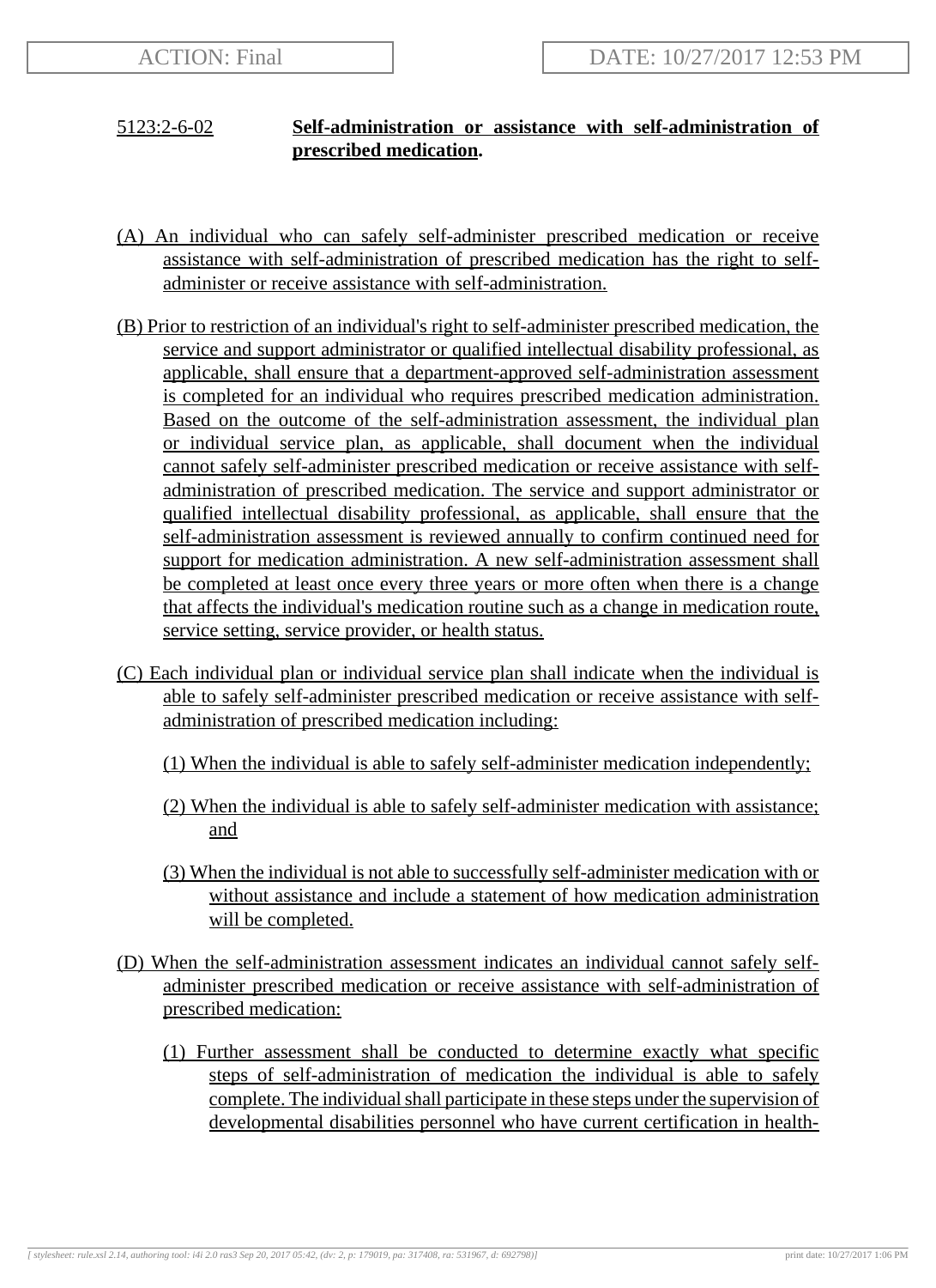## 5123:2-6-02 **Self-administration or assistance with self-administration of prescribed medication.**

(A) An individual who can safely self-administer prescribed medication or receive assistance with self-administration of prescribed medication has the right to self-administer or receive assistance with self-administration.

(B) Prior to restriction of an individual's right to self-administer prescribed medication, the service and support administrator or qualified intellectual disability professional, as applicable, shall ensure that a department-approved self-administration assessment is completed for an individual who requires prescribed medication administration. Based on the outcome of the self-administration assessment, the individual plan or individual service plan, as applicable, shall document when the individual cannot safely self-administer prescribed medication or receive assistance with self-administration of prescribed medication. The service and support administrator or qualified intellectual disability professional, as applicable, shall ensure that the self-administration assessment is reviewed annually to confirm continued need for support for medication administration. A new self-administration assessment shall be completed at least once every three years or more often when there is a change that affects the individual's medication routine such as a change in medication route, service setting, service provider, or health status.

(C) Each individual plan or individual service plan shall indicate when the individual is able to safely self-administer prescribed medication or receive assistance with self-administration of prescribed medication including:

(1) When the individual is able to safely self-administer medication independently;

(2) When the individual is able to safely self-administer medication with assistance; and

(3) When the individual is not able to successfully self-administer medication with or without assistance and include a statement of how medication administration will be completed.

(D) When the self-administration assessment indicates an individual cannot safely self-administer prescribed medication or receive assistance with self-administration of prescribed medication:

(1) Further assessment shall be conducted to determine exactly what specific steps of self-administration of medication the individual is able to safely complete. The individual shall participate in these steps under the supervision of developmental disabilities personnel who have current certification in health-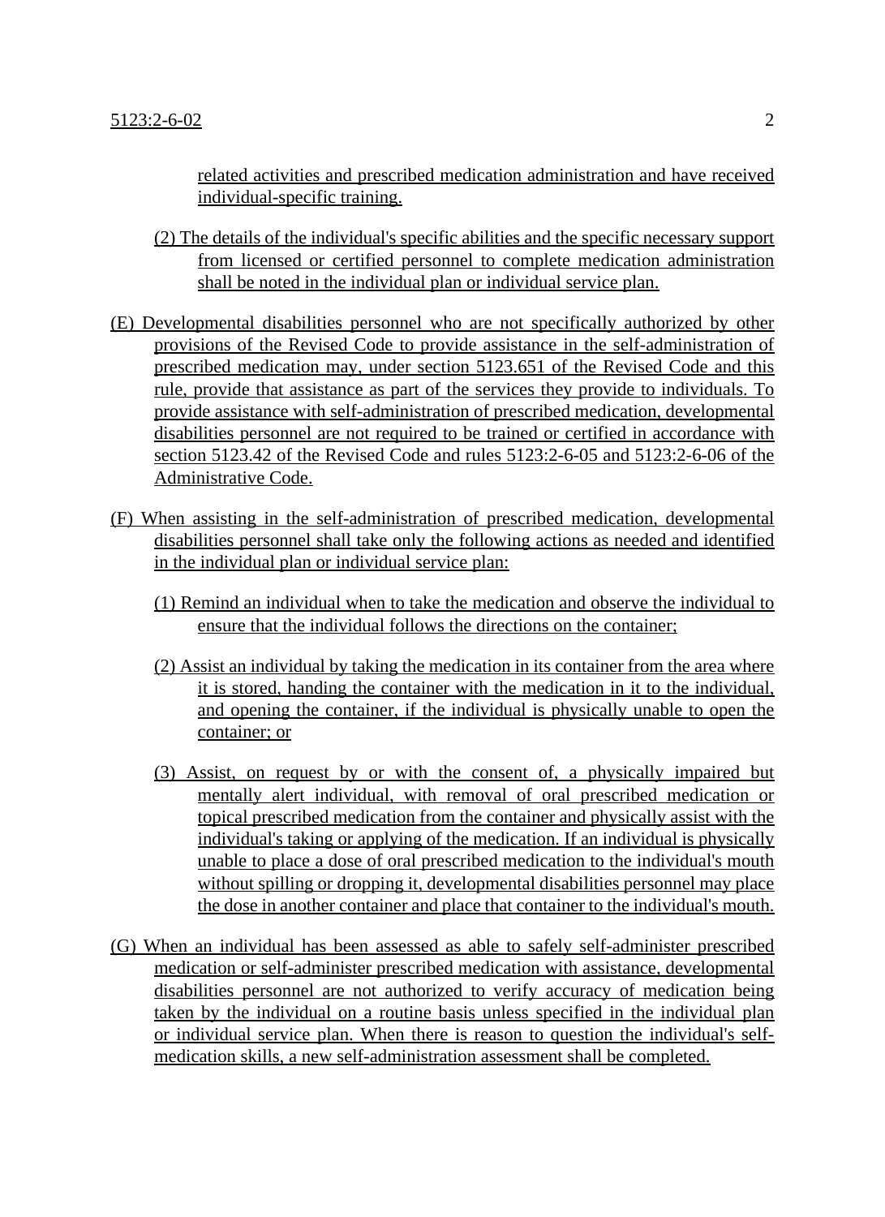related activities and prescribed medication administration and have received individual-specific training.

(2) The details of the individual's specific abilities and the specific necessary support from licensed or certified personnel to complete medication administration shall be noted in the individual plan or individual service plan.

(E) Developmental disabilities personnel who are not specifically authorized by other provisions of the Revised Code to provide assistance in the self-administration of prescribed medication may, under section 5123.651 of the Revised Code and this rule, provide that assistance as part of the services they provide to individuals. To provide assistance with self-administration of prescribed medication, developmental disabilities personnel are not required to be trained or certified in accordance with section 5123.42 of the Revised Code and rules 5123:2-6-05 and 5123:2-6-06 of the Administrative Code.

(F) When assisting in the self-administration of prescribed medication, developmental disabilities personnel shall take only the following actions as needed and identified in the individual plan or individual service plan:

(1) Remind an individual when to take the medication and observe the individual to ensure that the individual follows the directions on the container;

(2) Assist an individual by taking the medication in its container from the area where it is stored, handing the container with the medication in it to the individual, and opening the container, if the individual is physically unable to open the container; or

(3) Assist, on request by or with the consent of, a physically impaired but mentally alert individual, with removal of oral prescribed medication or topical prescribed medication from the container and physically assist with the individual's taking or applying of the medication. If an individual is physically unable to place a dose of oral prescribed medication to the individual's mouth without spilling or dropping it, developmental disabilities personnel may place the dose in another container and place that container to the individual's mouth.

(G) When an individual has been assessed as able to safely self-administer prescribed medication or self-administer prescribed medication with assistance, developmental disabilities personnel are not authorized to verify accuracy of medication being taken by the individual on a routine basis unless specified in the individual plan or individual service plan. When there is reason to question the individual's self-medication skills, a new self-administration assessment shall be completed.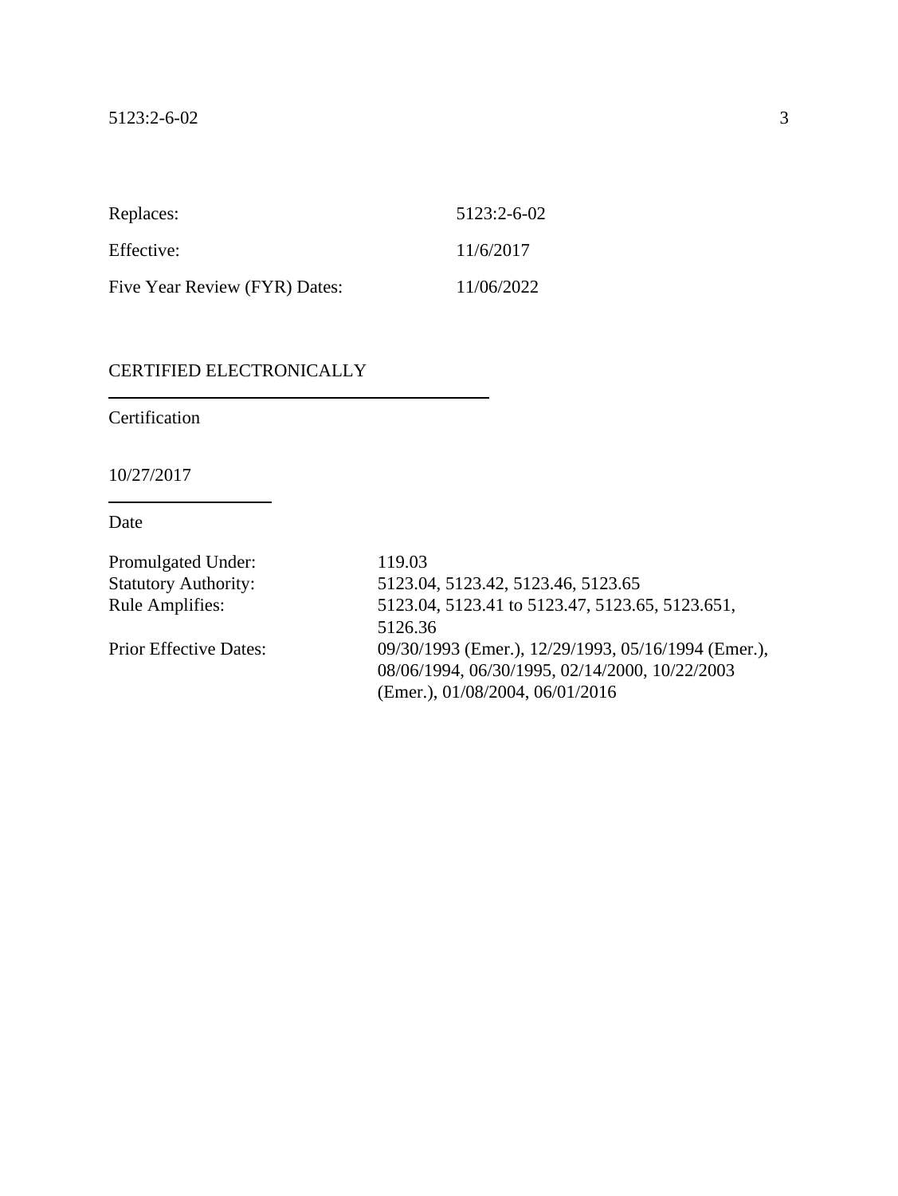| | |
|---|---|
| Replaces: | 5123:2-6-02 |
| Effective: | 11/6/2017 |
| Five Year Review (FYR) Dates: | 11/06/2022 |

CERTIFIED ELECTRONICALLY

Certification

10/27/2017

Date

| | |
|---|---|
| Promulgated Under: | 119.03 |
| Statutory Authority: | 5123.04, 5123.42, 5123.46, 5123.65 |
| Rule Amplifies: | 5123.04, 5123.41 to 5123.47, 5123.65, 5123.651, 5126.36 |
| Prior Effective Dates: | 09/30/1993 (Emer.), 12/29/1993, 05/16/1994 (Emer.), 08/06/1994, 06/30/1995, 02/14/2000, 10/22/2003 (Emer.), 01/08/2004, 06/01/2016 |